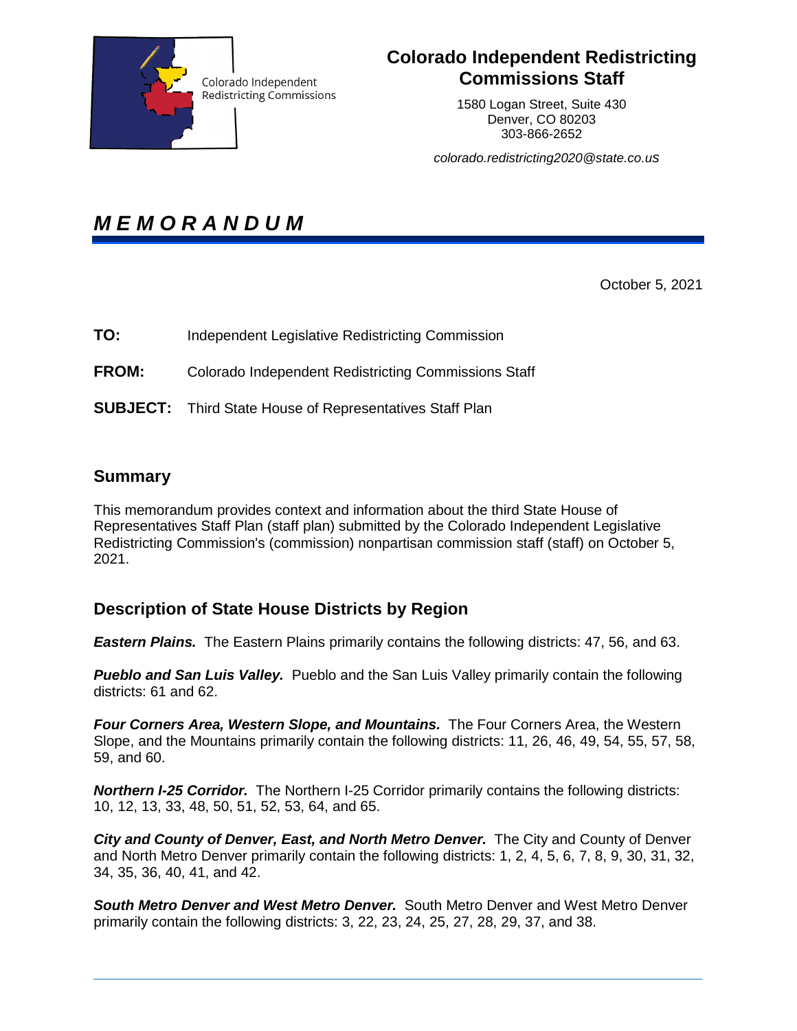Colorado Independent Redistricting Commissions

# Colorado Independent Redistricting Commissions Staff

1580 Logan Street, Suite 430
Denver, CO 80203
303-866-2652

*colorado.redistricting2020@state.co.us*

# *MEMORANDUM*

October 5, 2021

**TO:** Independent Legislative Redistricting Commission

**FROM:** Colorado Independent Redistricting Commissions Staff

**SUBJECT:** Third State House of Representatives Staff Plan

## Summary

This memorandum provides context and information about the third State House of Representatives Staff Plan (staff plan) submitted by the Colorado Independent Legislative Redistricting Commission's (commission) nonpartisan commission staff (staff) on October 5, 2021.

## Description of State House Districts by Region

***Eastern Plains.*** The Eastern Plains primarily contains the following districts: 47, 56, and 63.

***Pueblo and San Luis Valley.*** Pueblo and the San Luis Valley primarily contain the following districts: 61 and 62.

***Four Corners Area, Western Slope, and Mountains.*** The Four Corners Area, the Western Slope, and the Mountains primarily contain the following districts: 11, 26, 46, 49, 54, 55, 57, 58, 59, and 60.

***Northern I-25 Corridor.*** The Northern I-25 Corridor primarily contains the following districts: 10, 12, 13, 33, 48, 50, 51, 52, 53, 64, and 65.

***City and County of Denver, East, and North Metro Denver.*** The City and County of Denver and North Metro Denver primarily contain the following districts: 1, 2, 4, 5, 6, 7, 8, 9, 30, 31, 32, 34, 35, 36, 40, 41, and 42.

***South Metro Denver and West Metro Denver.*** South Metro Denver and West Metro Denver primarily contain the following districts: 3, 22, 23, 24, 25, 27, 28, 29, 37, and 38.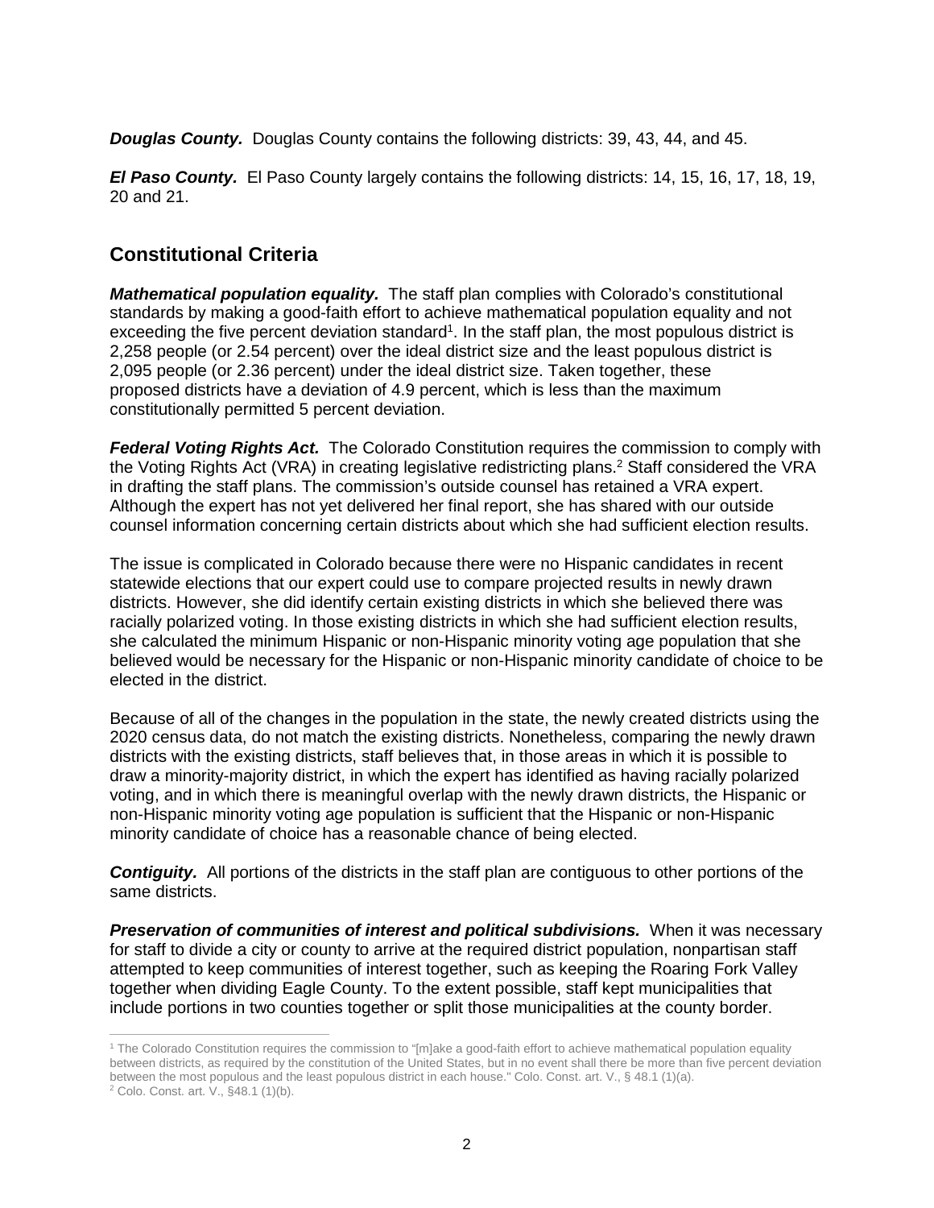***Douglas County.*** Douglas County contains the following districts: 39, 43, 44, and 45.

***El Paso County.*** El Paso County largely contains the following districts: 14, 15, 16, 17, 18, 19, 20 and 21.

## Constitutional Criteria

***Mathematical population equality.*** The staff plan complies with Colorado's constitutional standards by making a good-faith effort to achieve mathematical population equality and not exceeding the five percent deviation standard[1]. In the staff plan, the most populous district is 2,258 people (or 2.54 percent) over the ideal district size and the least populous district is 2,095 people (or 2.36 percent) under the ideal district size. Taken together, these proposed districts have a deviation of 4.9 percent, which is less than the maximum constitutionally permitted 5 percent deviation.

***Federal Voting Rights Act.*** The Colorado Constitution requires the commission to comply with the Voting Rights Act (VRA) in creating legislative redistricting plans.[2] Staff considered the VRA in drafting the staff plans. The commission's outside counsel has retained a VRA expert. Although the expert has not yet delivered her final report, she has shared with our outside counsel information concerning certain districts about which she had sufficient election results.

The issue is complicated in Colorado because there were no Hispanic candidates in recent statewide elections that our expert could use to compare projected results in newly drawn districts. However, she did identify certain existing districts in which she believed there was racially polarized voting. In those existing districts in which she had sufficient election results, she calculated the minimum Hispanic or non-Hispanic minority voting age population that she believed would be necessary for the Hispanic or non-Hispanic minority candidate of choice to be elected in the district.

Because of all of the changes in the population in the state, the newly created districts using the 2020 census data, do not match the existing districts. Nonetheless, comparing the newly drawn districts with the existing districts, staff believes that, in those areas in which it is possible to draw a minority-majority district, in which the expert has identified as having racially polarized voting, and in which there is meaningful overlap with the newly drawn districts, the Hispanic or non-Hispanic minority voting age population is sufficient that the Hispanic or non-Hispanic minority candidate of choice has a reasonable chance of being elected.

***Contiguity.*** All portions of the districts in the staff plan are contiguous to other portions of the same districts.

***Preservation of communities of interest and political subdivisions.*** When it was necessary for staff to divide a city or county to arrive at the required district population, nonpartisan staff attempted to keep communities of interest together, such as keeping the Roaring Fork Valley together when dividing Eagle County. To the extent possible, staff kept municipalities that include portions in two counties together or split those municipalities at the county border.

---

[1] The Colorado Constitution requires the commission to "[m]ake a good-faith effort to achieve mathematical population equality between districts, as required by the constitution of the United States, but in no event shall there be more than five percent deviation between the most populous and the least populous district in each house." Colo. Const. art. V., § 48.1 (1)(a).

[2] Colo. Const. art. V., §48.1 (1)(b).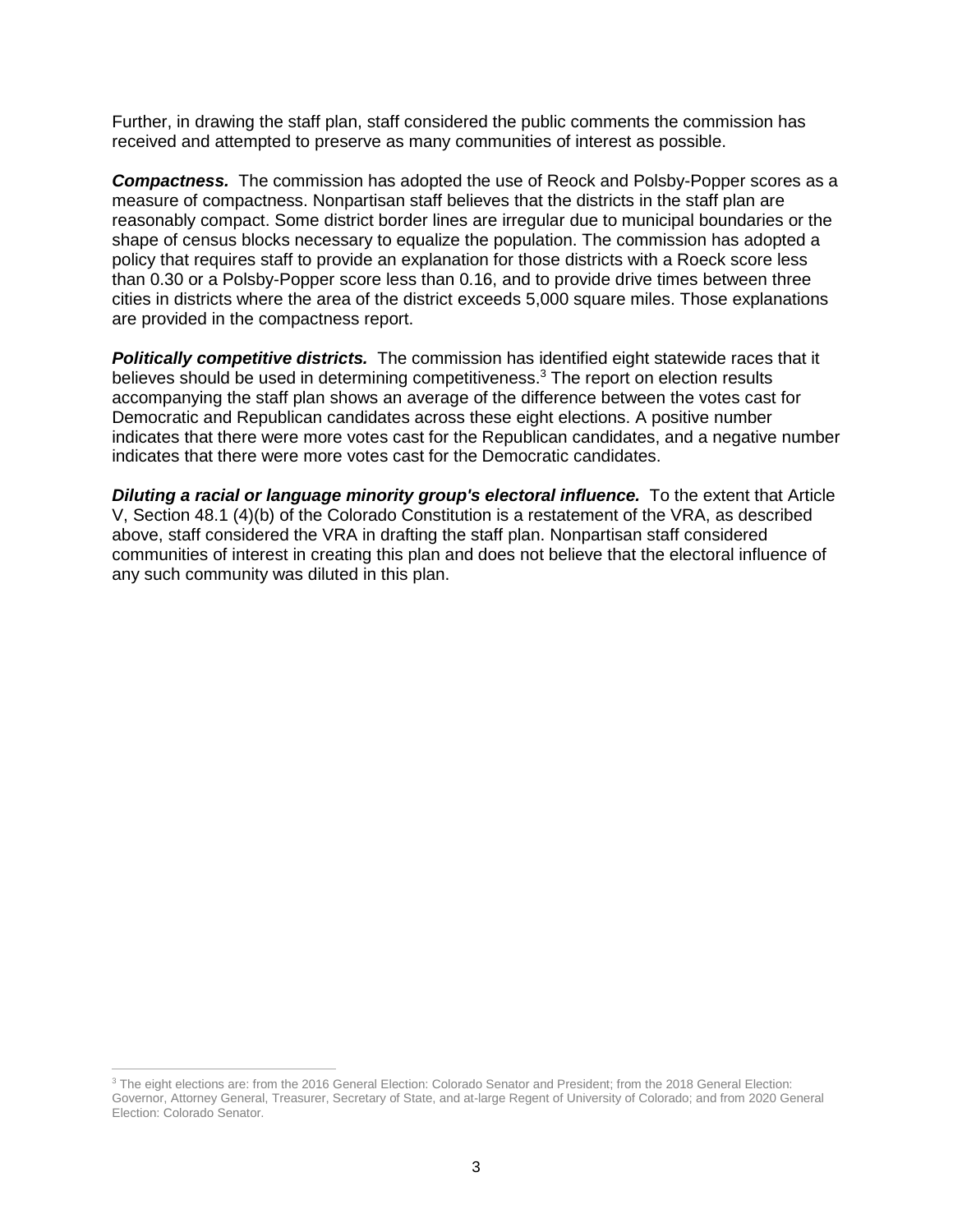Further, in drawing the staff plan, staff considered the public comments the commission has received and attempted to preserve as many communities of interest as possible.

***Compactness.*** The commission has adopted the use of Reock and Polsby-Popper scores as a measure of compactness. Nonpartisan staff believes that the districts in the staff plan are reasonably compact. Some district border lines are irregular due to municipal boundaries or the shape of census blocks necessary to equalize the population. The commission has adopted a policy that requires staff to provide an explanation for those districts with a Roeck score less than 0.30 or a Polsby-Popper score less than 0.16, and to provide drive times between three cities in districts where the area of the district exceeds 5,000 square miles. Those explanations are provided in the compactness report.

***Politically competitive districts.*** The commission has identified eight statewide races that it believes should be used in determining competitiveness.[3] The report on election results accompanying the staff plan shows an average of the difference between the votes cast for Democratic and Republican candidates across these eight elections. A positive number indicates that there were more votes cast for the Republican candidates, and a negative number indicates that there were more votes cast for the Democratic candidates.

***Diluting a racial or language minority group's electoral influence.*** To the extent that Article V, Section 48.1 (4)(b) of the Colorado Constitution is a restatement of the VRA, as described above, staff considered the VRA in drafting the staff plan. Nonpartisan staff considered communities of interest in creating this plan and does not believe that the electoral influence of any such community was diluted in this plan.

---

[3] The eight elections are: from the 2016 General Election: Colorado Senator and President; from the 2018 General Election: Governor, Attorney General, Treasurer, Secretary of State, and at-large Regent of University of Colorado; and from 2020 General Election: Colorado Senator.